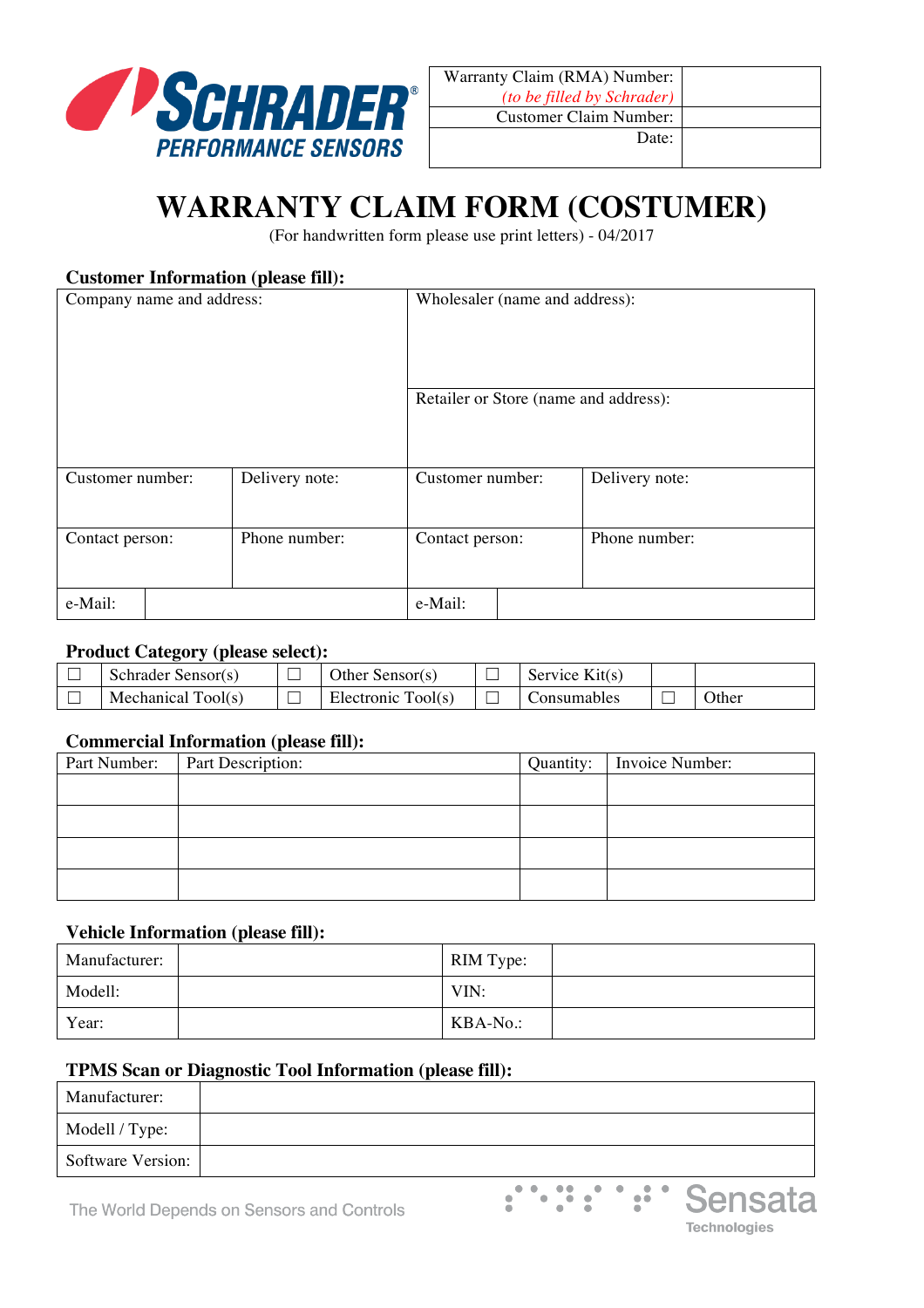SCHRADER® PERFORMANCE SENSORS

| Warranty Claim (RMA) Number: *(to be filled by Schrader)* | |
|---|---|
| Customer Claim Number: | |
| Date: | |

# WARRANTY CLAIM FORM (COSTUMER)

(For handwritten form please use print letters) - 04/2017

### Customer Information (please fill):

| Company name and address: | | Wholesaler (name and address): | |
|---|---|---|---|
| | | Retailer or Store (name and address): | |
| Customer number: | Delivery note: | Customer number: | Delivery note: |
| Contact person: | Phone number: | Contact person: | Phone number: |
| e-Mail: | | e-Mail: | |

### Product Category (please select):

| ☐ | Schrader Sensor(s) | ☐ | Other Sensor(s) | ☐ | Service Kit(s) | | |
|---|---|---|---|---|---|---|---|
| ☐ | Mechanical Tool(s) | ☐ | Electronic Tool(s) | ☐ | Consumables | ☐ | Other |

### Commercial Information (please fill):

| Part Number: | Part Description: | Quantity: | Invoice Number: |
|---|---|---|---|
| | | | |
| | | | |
| | | | |
| | | | |

### Vehicle Information (please fill):

| Manufacturer: | | RIM Type: | |
|---|---|---|---|
| Modell: | | VIN: | |
| Year: | | KBA-No.: | |

### TPMS Scan or Diagnostic Tool Information (please fill):

| Manufacturer: | |
|---|---|
| Modell / Type: | |
| Software Version: | |

The World Depends on Sensors and Controls

Sensata Technologies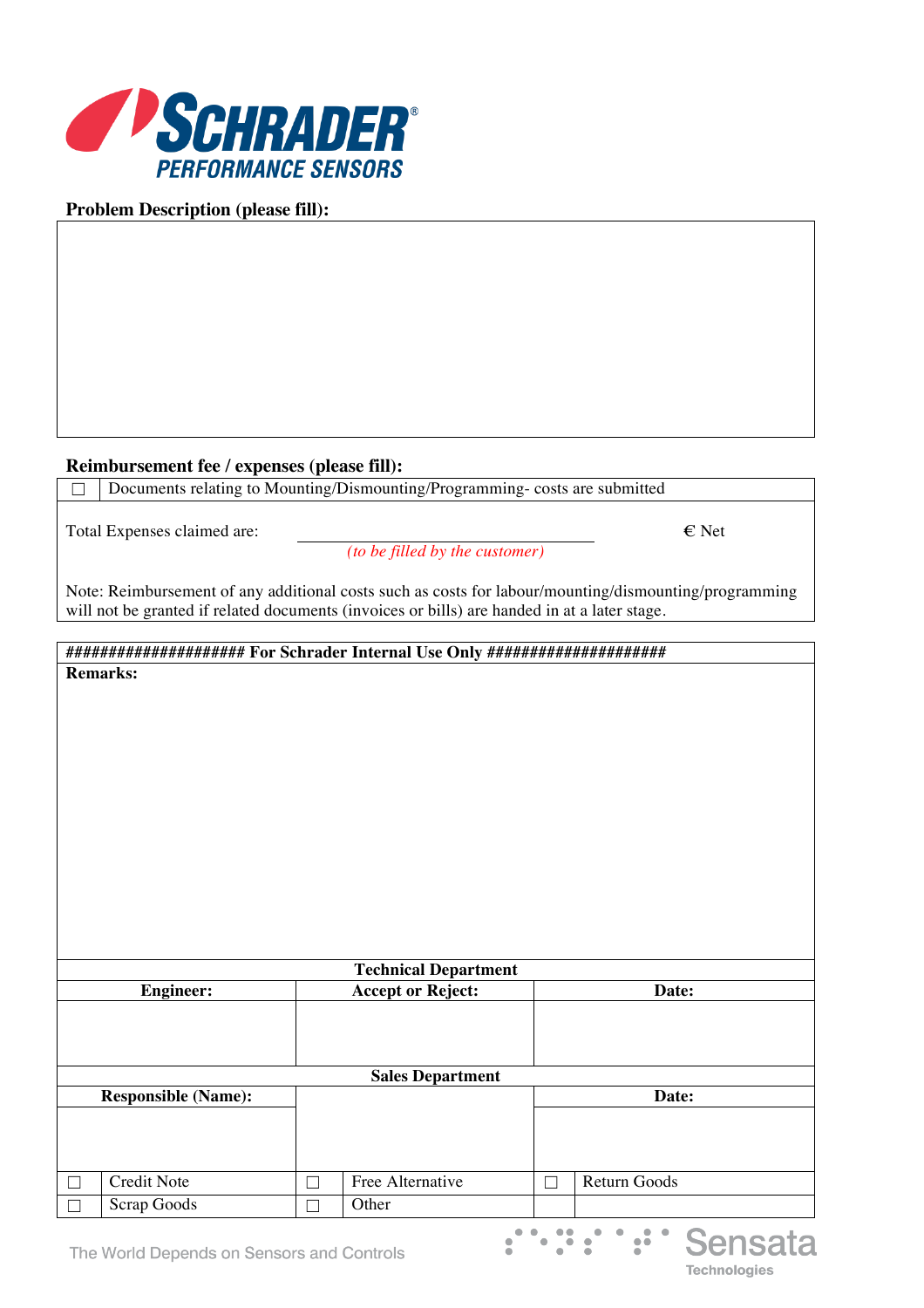SCHRADER®
PERFORMANCE SENSORS

**Problem Description (please fill):**

| |
|---|
| |

**Reimbursement fee / expenses (please fill):**

| ☐ | Documents relating to Mounting/Dismounting/Programming- costs are submitted |
|---|---|

Total Expenses claimed are: ______________________ € Net
*(to be filled by the customer)*

Note: Reimbursement of any additional costs such as costs for labour/mounting/dismounting/programming will not be granted if related documents (invoices or bills) are handed in at a later stage.

**#################### For Schrader Internal Use Only ####################**

**Remarks:**

| **Technical Department** | | |
|---|---|---|
| **Engineer:** | **Accept or Reject:** | **Date:** |
| | | |
| **Sales Department** | | |
| **Responsible (Name):** | | **Date:** |
| | | |
| ☐ Credit Note | ☐ Free Alternative | ☐ Return Goods |
| ☐ Scrap Goods | ☐ Other | |

The World Depends on Sensors and Controls

Sensata Technologies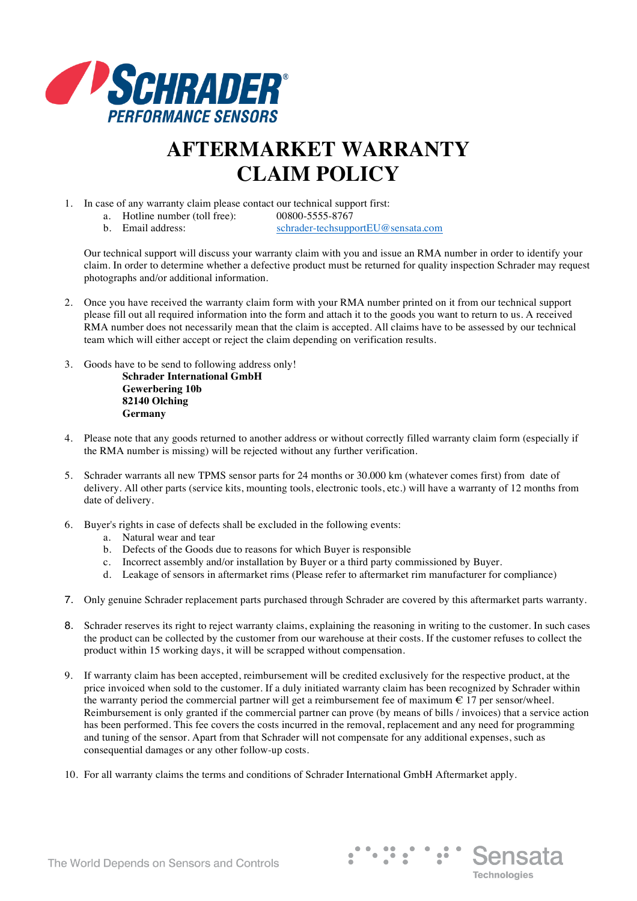# AFTERMARKET WARRANTY CLAIM POLICY

1. In case of any warranty claim please contact our technical support first:
    a. Hotline number (toll free): 00800-5555-8767
    b. Email address: schrader-techsupportEU@sensata.com

    Our technical support will discuss your warranty claim with you and issue an RMA number in order to identify your claim. In order to determine whether a defective product must be returned for quality inspection Schrader may request photographs and/or additional information.

2. Once you have received the warranty claim form with your RMA number printed on it from our technical support please fill out all required information into the form and attach it to the goods you want to return to us. A received RMA number does not necessarily mean that the claim is accepted. All claims have to be assessed by our technical team which will either accept or reject the claim depending on verification results.

3. Goods have to be send to following address only!

    **Schrader International GmbH**
    **Gewerbering 10b**
    **82140 Olching**
    **Germany**

4. Please note that any goods returned to another address or without correctly filled warranty claim form (especially if the RMA number is missing) will be rejected without any further verification.

5. Schrader warrants all new TPMS sensor parts for 24 months or 30.000 km (whatever comes first) from date of delivery. All other parts (service kits, mounting tools, electronic tools, etc.) will have a warranty of 12 months from date of delivery.

6. Buyer's rights in case of defects shall be excluded in the following events:
    a. Natural wear and tear
    b. Defects of the Goods due to reasons for which Buyer is responsible
    c. Incorrect assembly and/or installation by Buyer or a third party commissioned by Buyer.
    d. Leakage of sensors in aftermarket rims (Please refer to aftermarket rim manufacturer for compliance)

7. Only genuine Schrader replacement parts purchased through Schrader are covered by this aftermarket parts warranty.

8. Schrader reserves its right to reject warranty claims, explaining the reasoning in writing to the customer. In such cases the product can be collected by the customer from our warehouse at their costs. If the customer refuses to collect the product within 15 working days, it will be scrapped without compensation.

9. If warranty claim has been accepted, reimbursement will be credited exclusively for the respective product, at the price invoiced when sold to the customer. If a duly initiated warranty claim has been recognized by Schrader within the warranty period the commercial partner will get a reimbursement fee of maximum € 17 per sensor/wheel. Reimbursement is only granted if the commercial partner can prove (by means of bills / invoices) that a service action has been performed. This fee covers the costs incurred in the removal, replacement and any need for programming and tuning of the sensor. Apart from that Schrader will not compensate for any additional expenses, such as consequential damages or any other follow-up costs.

10. For all warranty claims the terms and conditions of Schrader International GmbH Aftermarket apply.